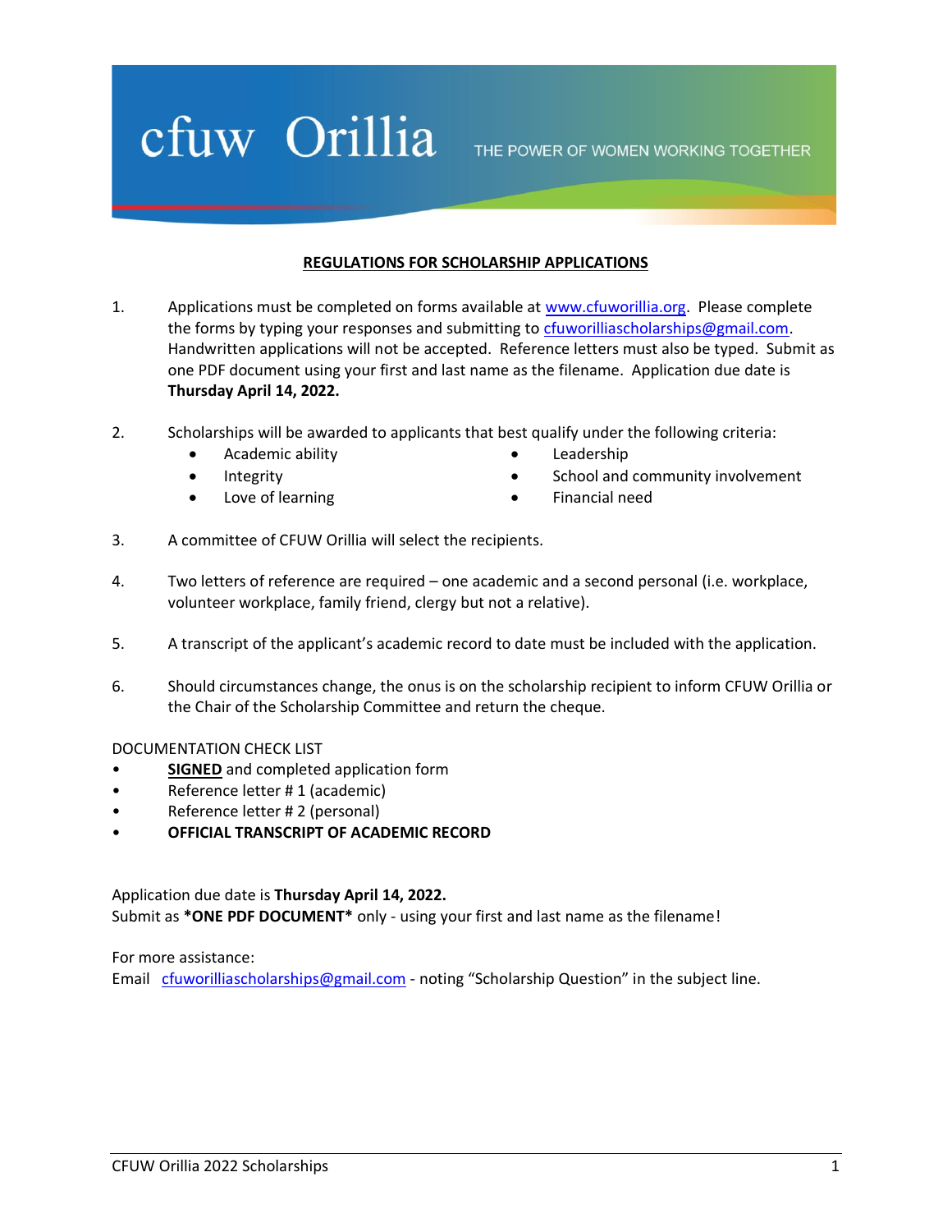cfuw Orillia THE POWER OF WOMEN WORKING TOGETHER

## REGULATIONS FOR SCHOLARSHIP APPLICATIONS

1. Applications must be completed on forms available at www.cfuworillia.org. Please complete the forms by typing your responses and submitting to cfuworilliascholarships@gmail.com. Handwritten applications will not be accepted. Reference letters must also be typed. Submit as one PDF document using your first and last name as the filename. Application due date is **Thursday April 14, 2022.**

2. Scholarships will be awarded to applicants that best qualify under the following criteria:
   - Academic ability
   - Integrity
   - Love of learning
   - Leadership
   - School and community involvement
   - Financial need

3. A committee of CFUW Orillia will select the recipients.

4. Two letters of reference are required – one academic and a second personal (i.e. workplace, volunteer workplace, family friend, clergy but not a relative).

5. A transcript of the applicant's academic record to date must be included with the application.

6. Should circumstances change, the onus is on the scholarship recipient to inform CFUW Orillia or the Chair of the Scholarship Committee and return the cheque.

DOCUMENTATION CHECK LIST

- **SIGNED** and completed application form
- Reference letter # 1 (academic)
- Reference letter # 2 (personal)
- **OFFICIAL TRANSCRIPT OF ACADEMIC RECORD**

Application due date is **Thursday April 14, 2022.**
Submit as ***ONE PDF DOCUMENT*** only - using your first and last name as the filename!

For more assistance:
Email cfuworilliascholarships@gmail.com - noting "Scholarship Question" in the subject line.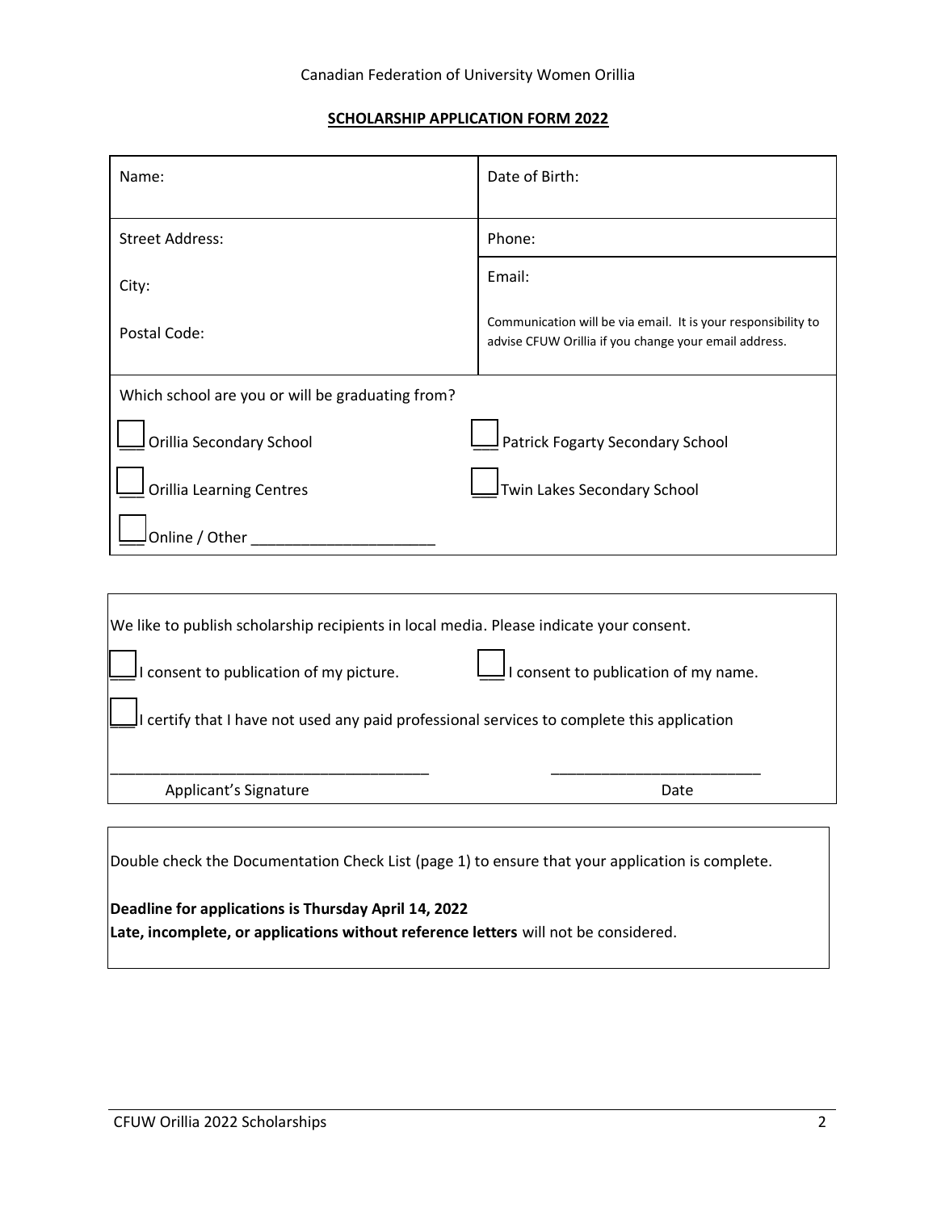Canadian Federation of University Women Orillia

**SCHOLARSHIP APPLICATION FORM 2022**

| Name: | Date of Birth: |
|---|---|
| Street Address:<br><br>City:<br><br>Postal Code: | Phone:<br><br>Email:<br><br>Communication will be via email. It is your responsibility to advise CFUW Orillia if you change your email address. |

Which school are you or will be graduating from?

- ☐ Orillia Secondary School
- ☐ Patrick Fogarty Secondary School
- ☐ Orillia Learning Centres
- ☐ Twin Lakes Secondary School
- ☐ Online / Other ______________________

We like to publish scholarship recipients in local media. Please indicate your consent.

- ☐ I consent to publication of my picture.
- ☐ I consent to publication of my name.
- ☐ I certify that I have not used any paid professional services to complete this application

______________________________________ Applicant's Signature

_________________________ Date

Double check the Documentation Check List (page 1) to ensure that your application is complete.

**Deadline for applications is Thursday April 14, 2022**

**Late, incomplete, or applications without reference letters** will not be considered.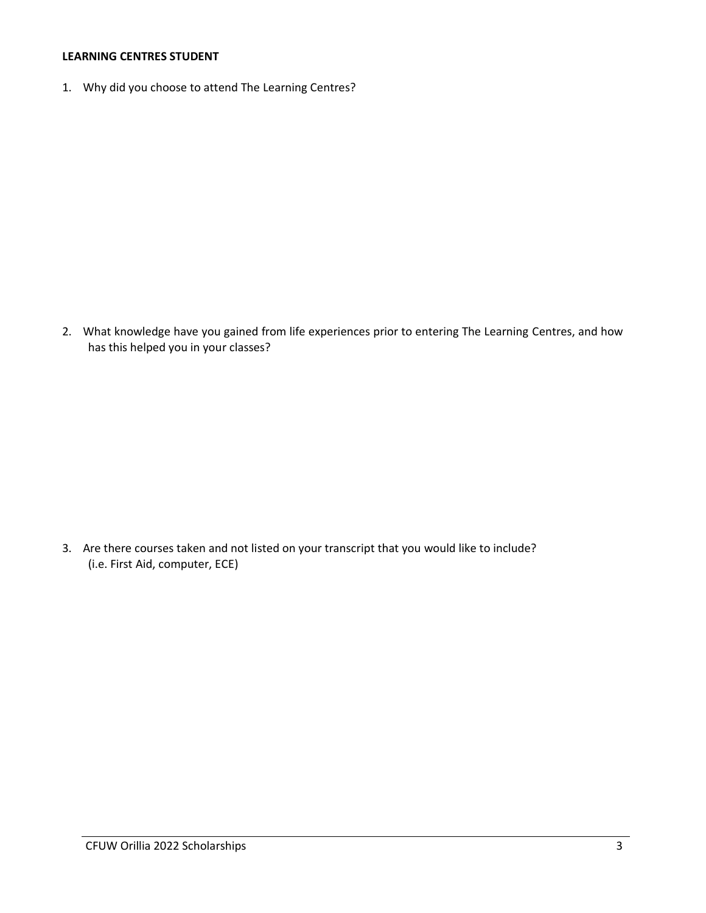**LEARNING CENTRES STUDENT**

1. Why did you choose to attend The Learning Centres?

2. What knowledge have you gained from life experiences prior to entering The Learning Centres, and how has this helped you in your classes?

3. Are there courses taken and not listed on your transcript that you would like to include? (i.e. First Aid, computer, ECE)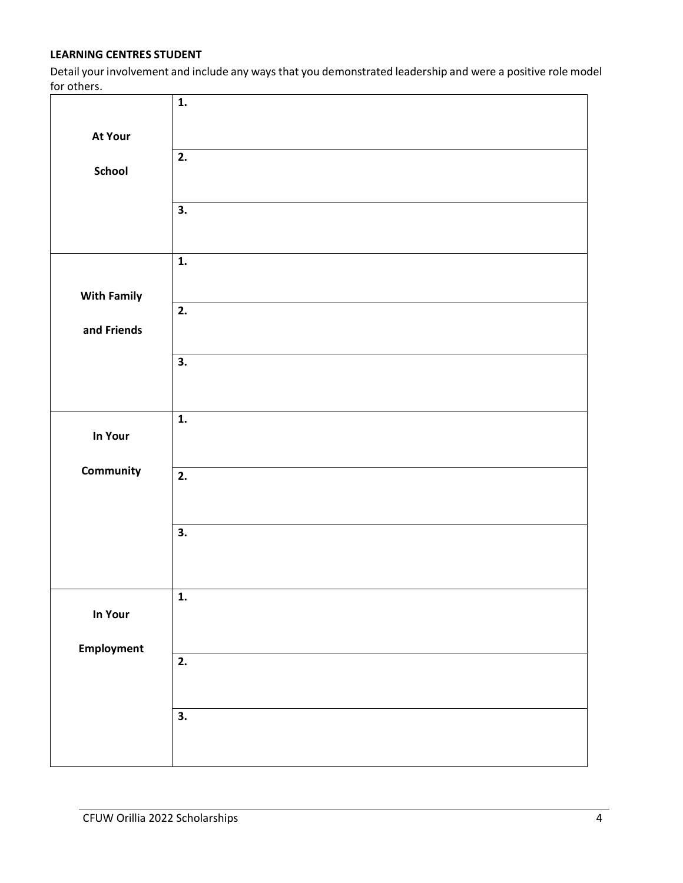**LEARNING CENTRES STUDENT**

Detail your involvement and include any ways that you demonstrated leadership and were a positive role model for others.

| | |
|---|---|
| **At Your School** | **1.** |
| | **2.** |
| | **3.** |
| **With Family and Friends** | **1.** |
| | **2.** |
| | **3.** |
| **In Your Community** | **1.** |
| | **2.** |
| | **3.** |
| **In Your Employment** | **1.** |
| | **2.** |
| | **3.** |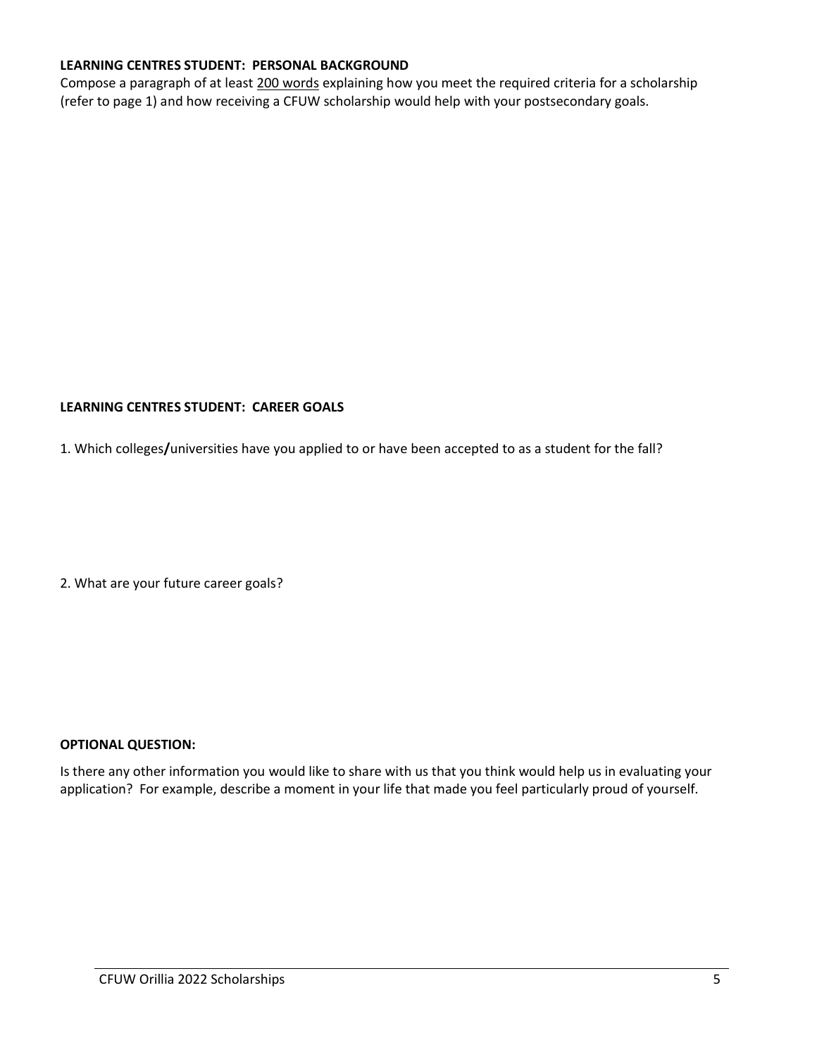**LEARNING CENTRES STUDENT: PERSONAL BACKGROUND**

Compose a paragraph of at least <u>200 words</u> explaining how you meet the required criteria for a scholarship (refer to page 1) and how receiving a CFUW scholarship would help with your postsecondary goals.

**LEARNING CENTRES STUDENT: CAREER GOALS**

1. Which colleges/universities have you applied to or have been accepted to as a student for the fall?

2. What are your future career goals?

**OPTIONAL QUESTION:**

Is there any other information you would like to share with us that you think would help us in evaluating your application? For example, describe a moment in your life that made you feel particularly proud of yourself.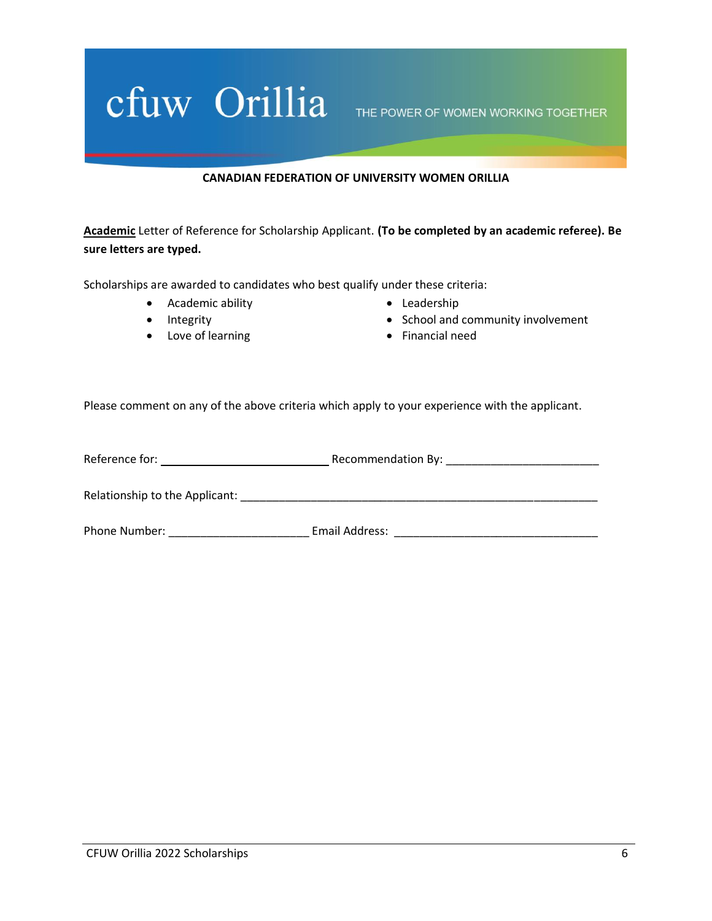cfuw Orillia THE POWER OF WOMEN WORKING TOGETHER

**CANADIAN FEDERATION OF UNIVERSITY WOMEN ORILLIA**

**Academic** Letter of Reference for Scholarship Applicant. **(To be completed by an academic referee). Be sure letters are typed.**

Scholarships are awarded to candidates who best qualify under these criteria:

- Academic ability
- Integrity
- Love of learning
- Leadership
- School and community involvement
- Financial need

Please comment on any of the above criteria which apply to your experience with the applicant.

Reference for: ___________________________ Recommendation By: ________________________

Relationship to the Applicant: ___________________________________________________________

Phone Number: ______________________ Email Address: ________________________________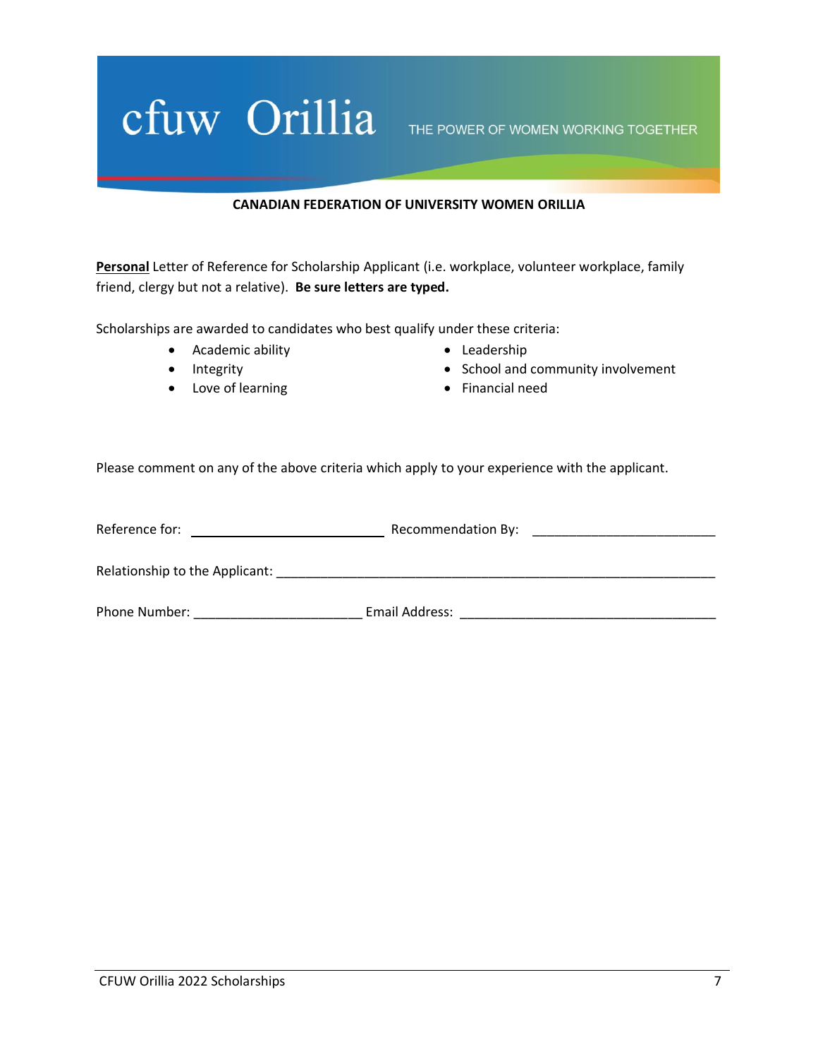cfuw Orillia THE POWER OF WOMEN WORKING TOGETHER

**CANADIAN FEDERATION OF UNIVERSITY WOMEN ORILLIA**

**Personal** Letter of Reference for Scholarship Applicant (i.e. workplace, volunteer workplace, family friend, clergy but not a relative). **Be sure letters are typed.**

Scholarships are awarded to candidates who best qualify under these criteria:

- Academic ability
- Integrity
- Love of learning
- Leadership
- School and community involvement
- Financial need

Please comment on any of the above criteria which apply to your experience with the applicant.

Reference for: ____________________ Recommendation By: ____________________

Relationship to the Applicant: ______________________________________________

Phone Number: ____________________ Email Address: ____________________